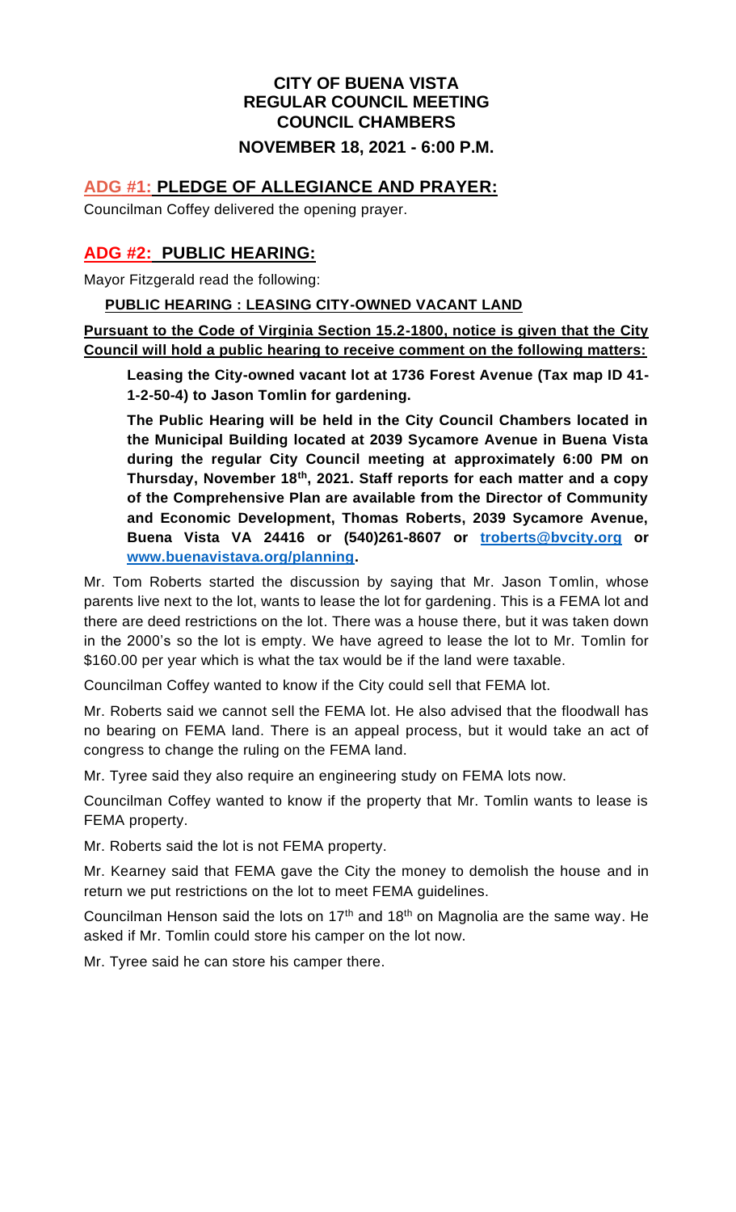# CITY OF BUENA VISTA
# REGULAR COUNCIL MEETING
# COUNCIL CHAMBERS
## NOVEMBER 18, 2021 - 6:00 P.M.

## ADG #1: PLEDGE OF ALLEGIANCE AND PRAYER:

Councilman Coffey delivered the opening prayer.

## ADG #2: PUBLIC HEARING:

Mayor Fitzgerald read the following:

**PUBLIC HEARING : LEASING CITY-OWNED VACANT LAND**

**Pursuant to the Code of Virginia Section 15.2-1800, notice is given that the City Council will hold a public hearing to receive comment on the following matters:**

**Leasing the City-owned vacant lot at 1736 Forest Avenue (Tax map ID 41-1-2-50-4) to Jason Tomlin for gardening.**

**The Public Hearing will be held in the City Council Chambers located in the Municipal Building located at 2039 Sycamore Avenue in Buena Vista during the regular City Council meeting at approximately 6:00 PM on Thursday, November 18th, 2021. Staff reports for each matter and a copy of the Comprehensive Plan are available from the Director of Community and Economic Development, Thomas Roberts, 2039 Sycamore Avenue, Buena Vista VA 24416 or (540)261-8607 or troberts@bvcity.org or www.buenavistava.org/planning.**

Mr. Tom Roberts started the discussion by saying that Mr. Jason Tomlin, whose parents live next to the lot, wants to lease the lot for gardening. This is a FEMA lot and there are deed restrictions on the lot. There was a house there, but it was taken down in the 2000's so the lot is empty. We have agreed to lease the lot to Mr. Tomlin for $160.00 per year which is what the tax would be if the land were taxable.

Councilman Coffey wanted to know if the City could sell that FEMA lot.

Mr. Roberts said we cannot sell the FEMA lot. He also advised that the floodwall has no bearing on FEMA land. There is an appeal process, but it would take an act of congress to change the ruling on the FEMA land.

Mr. Tyree said they also require an engineering study on FEMA lots now.

Councilman Coffey wanted to know if the property that Mr. Tomlin wants to lease is FEMA property.

Mr. Roberts said the lot is not FEMA property.

Mr. Kearney said that FEMA gave the City the money to demolish the house and in return we put restrictions on the lot to meet FEMA guidelines.

Councilman Henson said the lots on 17th and 18th on Magnolia are the same way. He asked if Mr. Tomlin could store his camper on the lot now.

Mr. Tyree said he can store his camper there.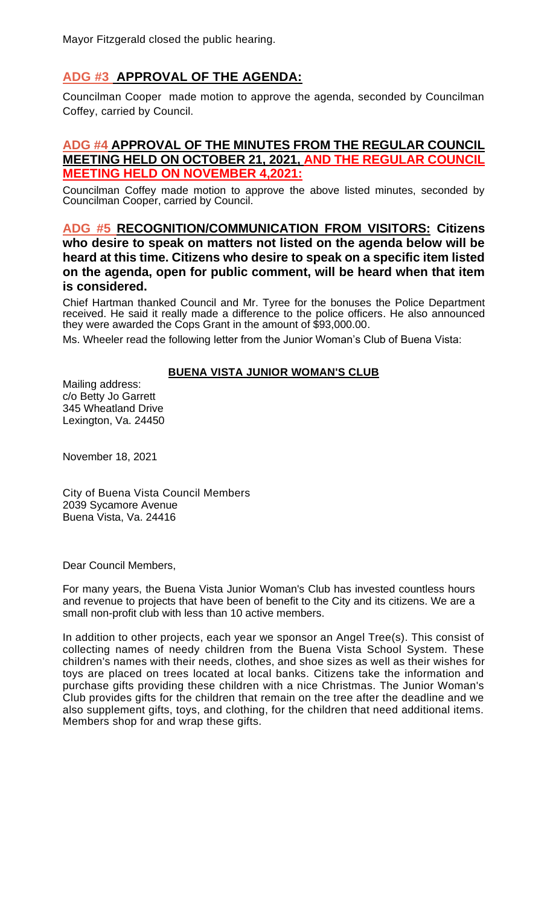Mayor Fitzgerald closed the public hearing.

## ADG #3 APPROVAL OF THE AGENDA:

Councilman Cooper made motion to approve the agenda, seconded by Councilman Coffey, carried by Council.

## ADG #4 APPROVAL OF THE MINUTES FROM THE REGULAR COUNCIL MEETING HELD ON OCTOBER 21, 2021, AND THE REGULAR COUNCIL MEETING HELD ON NOVEMBER 4,2021:

Councilman Coffey made motion to approve the above listed minutes, seconded by Councilman Cooper, carried by Council.

## ADG #5 RECOGNITION/COMMUNICATION FROM VISITORS: Citizens who desire to speak on matters not listed on the agenda below will be heard at this time. Citizens who desire to speak on a specific item listed on the agenda, open for public comment, will be heard when that item is considered.

Chief Hartman thanked Council and Mr. Tyree for the bonuses the Police Department received. He said it really made a difference to the police officers. He also announced they were awarded the Cops Grant in the amount of $93,000.00.

Ms. Wheeler read the following letter from the Junior Woman's Club of Buena Vista:

**BUENA VISTA JUNIOR WOMAN'S CLUB**

Mailing address:
c/o Betty Jo Garrett
345 Wheatland Drive
Lexington, Va. 24450

November 18, 2021

City of Buena Vista Council Members
2039 Sycamore Avenue
Buena Vista, Va. 24416

Dear Council Members,

For many years, the Buena Vista Junior Woman's Club has invested countless hours and revenue to projects that have been of benefit to the City and its citizens. We are a small non-profit club with less than 10 active members.

In addition to other projects, each year we sponsor an Angel Tree(s). This consist of collecting names of needy children from the Buena Vista School System. These children's names with their needs, clothes, and shoe sizes as well as their wishes for toys are placed on trees located at local banks. Citizens take the information and purchase gifts providing these children with a nice Christmas. The Junior Woman's Club provides gifts for the children that remain on the tree after the deadline and we also supplement gifts, toys, and clothing, for the children that need additional items. Members shop for and wrap these gifts.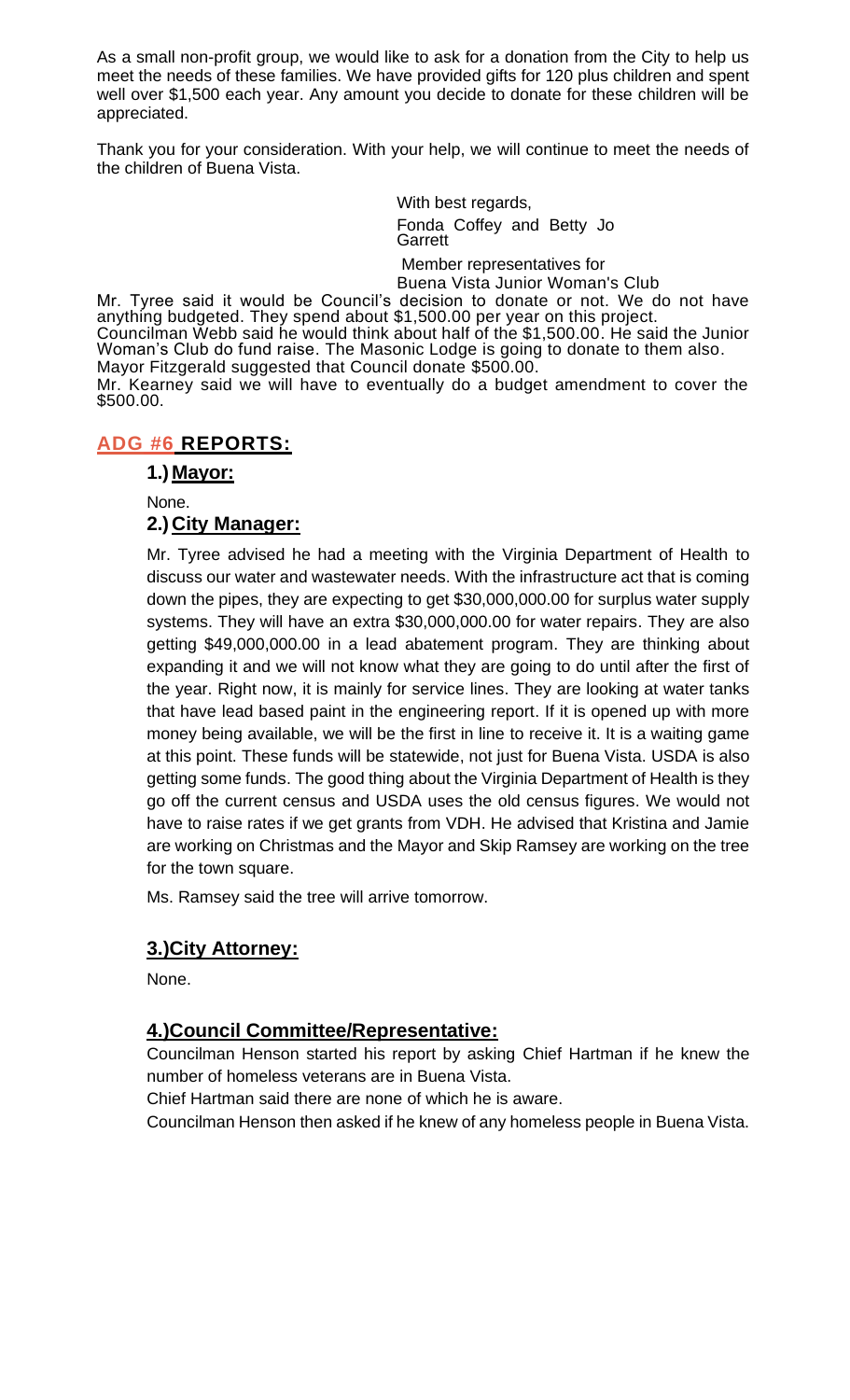As a small non-profit group, we would like to ask for a donation from the City to help us meet the needs of these families. We have provided gifts for 120 plus children and spent well over $1,500 each year. Any amount you decide to donate for these children will be appreciated.

Thank you for your consideration. With your help, we will continue to meet the needs of the children of Buena Vista.

With best regards,  
Fonda Coffey and Betty Jo Garrett

Member representatives for  
Buena Vista Junior Woman's Club

Mr. Tyree said it would be Council's decision to donate or not. We do not have anything budgeted. They spend about $1,500.00 per year on this project.  
Councilman Webb said he would think about half of the $1,500.00. He said the Junior Woman's Club do fund raise. The Masonic Lodge is going to donate to them also.  
Mayor Fitzgerald suggested that Council donate $500.00.  
Mr. Kearney said we will have to eventually do a budget amendment to cover the $500.00.

## ADG #6 REPORTS:

### 1.) Mayor:

None.

### 2.) City Manager:

Mr. Tyree advised he had a meeting with the Virginia Department of Health to discuss our water and wastewater needs. With the infrastructure act that is coming down the pipes, they are expecting to get $30,000,000.00 for surplus water supply systems. They will have an extra $30,000,000.00 for water repairs. They are also getting $49,000,000.00 in a lead abatement program. They are thinking about expanding it and we will not know what they are going to do until after the first of the year. Right now, it is mainly for service lines. They are looking at water tanks that have lead based paint in the engineering report. If it is opened up with more money being available, we will be the first in line to receive it. It is a waiting game at this point. These funds will be statewide, not just for Buena Vista. USDA is also getting some funds. The good thing about the Virginia Department of Health is they go off the current census and USDA uses the old census figures. We would not have to raise rates if we get grants from VDH. He advised that Kristina and Jamie are working on Christmas and the Mayor and Skip Ramsey are working on the tree for the town square.

Ms. Ramsey said the tree will arrive tomorrow.

### 3.) City Attorney:

None.

### 4.) Council Committee/Representative:

Councilman Henson started his report by asking Chief Hartman if he knew the number of homeless veterans are in Buena Vista.

Chief Hartman said there are none of which he is aware.

Councilman Henson then asked if he knew of any homeless people in Buena Vista.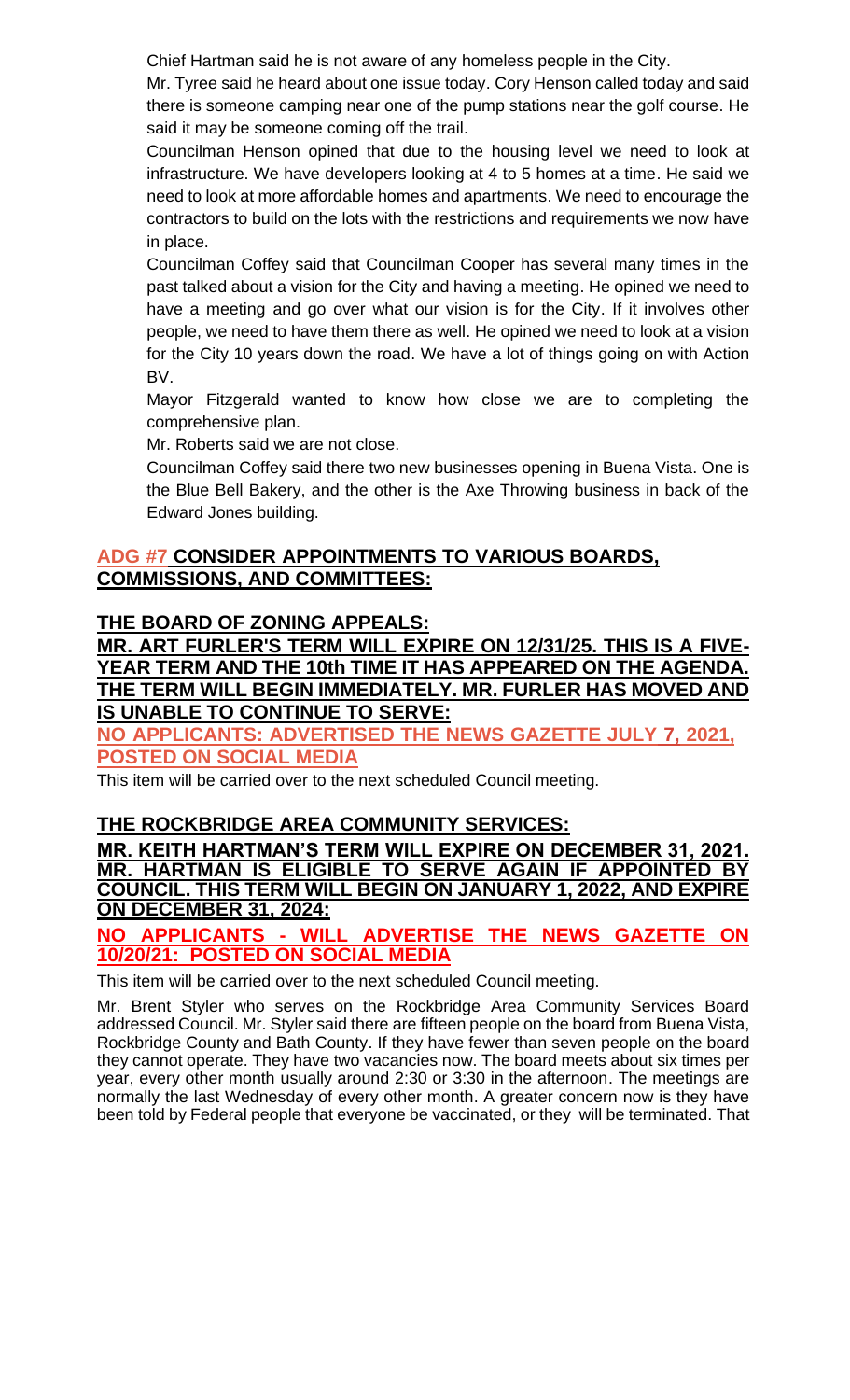Chief Hartman said he is not aware of any homeless people in the City.

Mr. Tyree said he heard about one issue today. Cory Henson called today and said there is someone camping near one of the pump stations near the golf course. He said it may be someone coming off the trail.

Councilman Henson opined that due to the housing level we need to look at infrastructure. We have developers looking at 4 to 5 homes at a time. He said we need to look at more affordable homes and apartments. We need to encourage the contractors to build on the lots with the restrictions and requirements we now have in place.

Councilman Coffey said that Councilman Cooper has several many times in the past talked about a vision for the City and having a meeting. He opined we need to have a meeting and go over what our vision is for the City. If it involves other people, we need to have them there as well. He opined we need to look at a vision for the City 10 years down the road. We have a lot of things going on with Action BV.

Mayor Fitzgerald wanted to know how close we are to completing the comprehensive plan.

Mr. Roberts said we are not close.

Councilman Coffey said there two new businesses opening in Buena Vista. One is the Blue Bell Bakery, and the other is the Axe Throwing business in back of the Edward Jones building.

## ADG #7 CONSIDER APPOINTMENTS TO VARIOUS BOARDS, COMMISSIONS, AND COMMITTEES:

### THE BOARD OF ZONING APPEALS:

**MR. ART FURLER'S TERM WILL EXPIRE ON 12/31/25. THIS IS A FIVE-YEAR TERM AND THE 10th TIME IT HAS APPEARED ON THE AGENDA. THE TERM WILL BEGIN IMMEDIATELY. MR. FURLER HAS MOVED AND IS UNABLE TO CONTINUE TO SERVE:**

**NO APPLICANTS: ADVERTISED THE NEWS GAZETTE JULY 7, 2021, POSTED ON SOCIAL MEDIA**

This item will be carried over to the next scheduled Council meeting.

### THE ROCKBRIDGE AREA COMMUNITY SERVICES:

**MR. KEITH HARTMAN'S TERM WILL EXPIRE ON DECEMBER 31, 2021. MR. HARTMAN IS ELIGIBLE TO SERVE AGAIN IF APPOINTED BY COUNCIL. THIS TERM WILL BEGIN ON JANUARY 1, 2022, AND EXPIRE ON DECEMBER 31, 2024:**

**NO APPLICANTS - WILL ADVERTISE THE NEWS GAZETTE ON 10/20/21: POSTED ON SOCIAL MEDIA**

This item will be carried over to the next scheduled Council meeting.

Mr. Brent Styler who serves on the Rockbridge Area Community Services Board addressed Council. Mr. Styler said there are fifteen people on the board from Buena Vista, Rockbridge County and Bath County. If they have fewer than seven people on the board they cannot operate. They have two vacancies now. The board meets about six times per year, every other month usually around 2:30 or 3:30 in the afternoon. The meetings are normally the last Wednesday of every other month. A greater concern now is they have been told by Federal people that everyone be vaccinated, or they will be terminated. That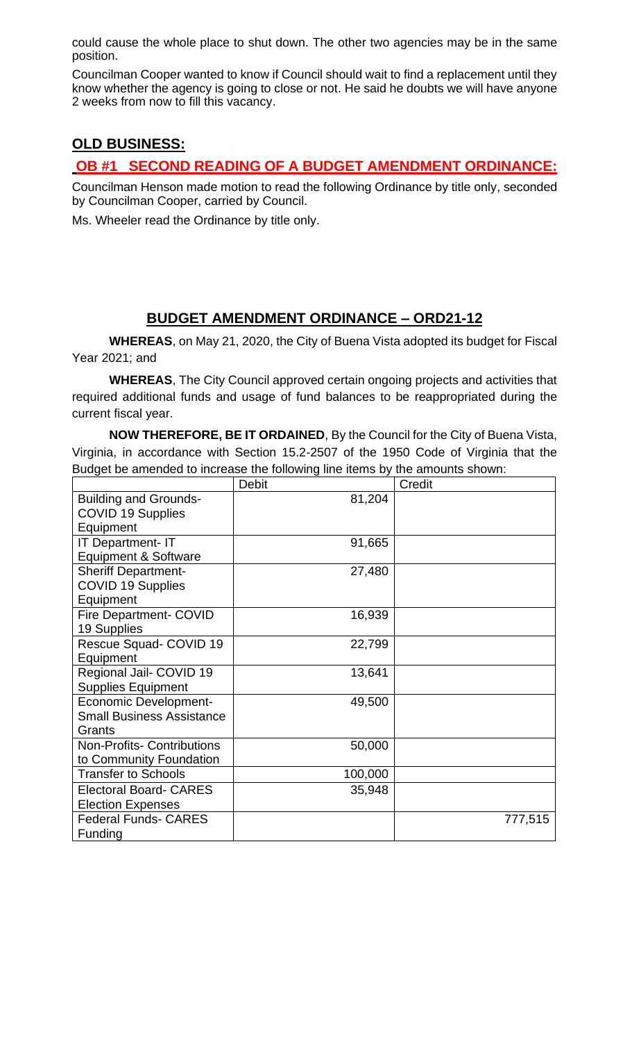could cause the whole place to shut down. The other two agencies may be in the same position.

Councilman Cooper wanted to know if Council should wait to find a replacement until they know whether the agency is going to close or not. He said he doubts we will have anyone 2 weeks from now to fill this vacancy.

## OLD BUSINESS:

### OB #1 SECOND READING OF A BUDGET AMENDMENT ORDINANCE:

Councilman Henson made motion to read the following Ordinance by title only, seconded by Councilman Cooper, carried by Council.

Ms. Wheeler read the Ordinance by title only.

## BUDGET AMENDMENT ORDINANCE – ORD21-12

**WHEREAS**, on May 21, 2020, the City of Buena Vista adopted its budget for Fiscal Year 2021; and

**WHEREAS**, The City Council approved certain ongoing projects and activities that required additional funds and usage of fund balances to be reappropriated during the current fiscal year.

**NOW THEREFORE, BE IT ORDAINED**, By the Council for the City of Buena Vista, Virginia, in accordance with Section 15.2-2507 of the 1950 Code of Virginia that the Budget be amended to increase the following line items by the amounts shown:

| | Debit | Credit |
|---|---|---|
| Building and Grounds- COVID 19 Supplies Equipment | 81,204 | |
| IT Department- IT Equipment & Software | 91,665 | |
| Sheriff Department- COVID 19 Supplies Equipment | 27,480 | |
| Fire Department- COVID 19 Supplies | 16,939 | |
| Rescue Squad- COVID 19 Equipment | 22,799 | |
| Regional Jail- COVID 19 Supplies Equipment | 13,641 | |
| Economic Development- Small Business Assistance Grants | 49,500 | |
| Non-Profits- Contributions to Community Foundation | 50,000 | |
| Transfer to Schools | 100,000 | |
| Electoral Board- CARES Election Expenses | 35,948 | |
| Federal Funds- CARES Funding | | 777,515 |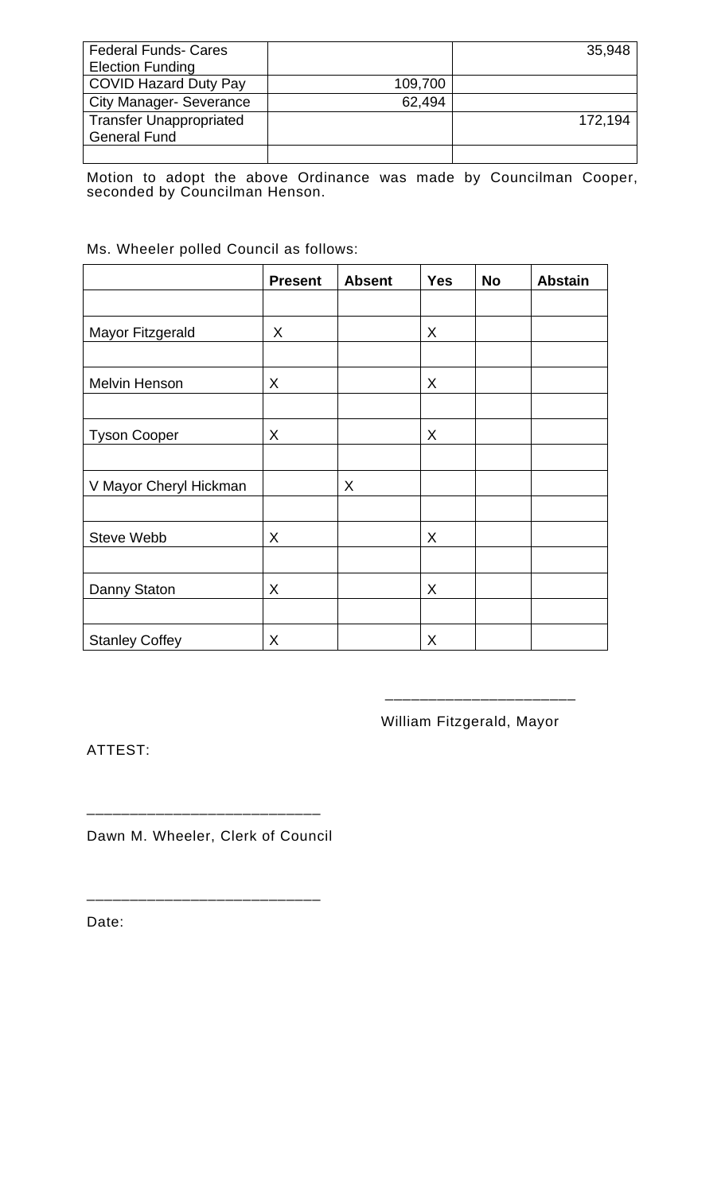| | | |
|---|---|---|
| Federal Funds- Cares Election Funding | | 35,948 |
| COVID Hazard Duty Pay | 109,700 | |
| City Manager- Severance | 62,494 | |
| Transfer Unappropriated General Fund | | 172,194 |
| | | |

Motion to adopt the above Ordinance was made by Councilman Cooper, seconded by Councilman Henson.

Ms. Wheeler polled Council as follows:

| | Present | Absent | Yes | No | Abstain |
|---|---|---|---|---|---|
| | | | | | |
| Mayor Fitzgerald | X | | X | | |
| | | | | | |
| Melvin Henson | X | | X | | |
| | | | | | |
| Tyson Cooper | X | | X | | |
| | | | | | |
| V Mayor Cheryl Hickman | | X | | | |
| | | | | | |
| Steve Webb | X | | X | | |
| | | | | | |
| Danny Staton | X | | X | | |
| | | | | | |
| Stanley Coffey | X | | X | | |

______________________

William Fitzgerald, Mayor

ATTEST:

___________________________

Dawn M. Wheeler, Clerk of Council

___________________________

Date: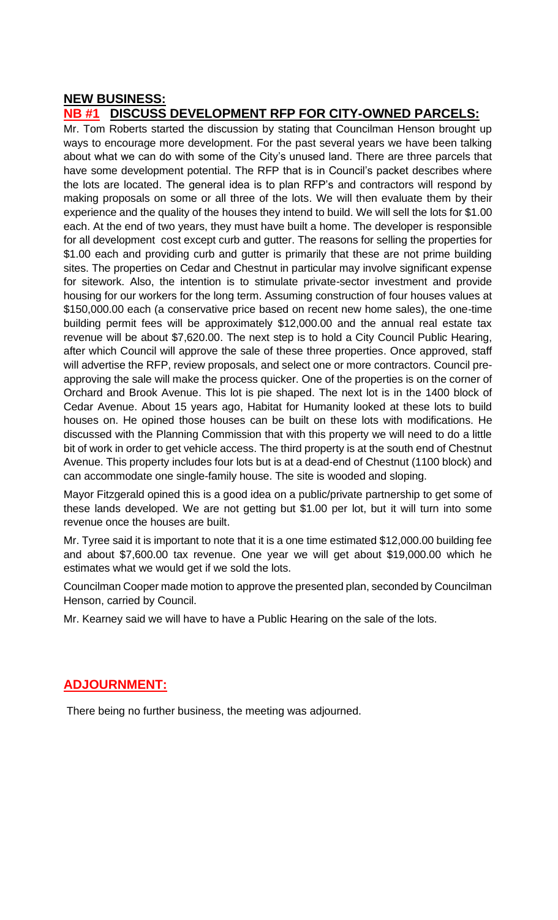## NEW BUSINESS:

### NB #1 DISCUSS DEVELOPMENT RFP FOR CITY-OWNED PARCELS:

Mr. Tom Roberts started the discussion by stating that Councilman Henson brought up ways to encourage more development. For the past several years we have been talking about what we can do with some of the City's unused land. There are three parcels that have some development potential. The RFP that is in Council's packet describes where the lots are located. The general idea is to plan RFP's and contractors will respond by making proposals on some or all three of the lots. We will then evaluate them by their experience and the quality of the houses they intend to build. We will sell the lots for $1.00 each. At the end of two years, they must have built a home. The developer is responsible for all development cost except curb and gutter. The reasons for selling the properties for $1.00 each and providing curb and gutter is primarily that these are not prime building sites. The properties on Cedar and Chestnut in particular may involve significant expense for sitework. Also, the intention is to stimulate private-sector investment and provide housing for our workers for the long term. Assuming construction of four houses values at $150,000.00 each (a conservative price based on recent new home sales), the one-time building permit fees will be approximately $12,000.00 and the annual real estate tax revenue will be about $7,620.00. The next step is to hold a City Council Public Hearing, after which Council will approve the sale of these three properties. Once approved, staff will advertise the RFP, review proposals, and select one or more contractors. Council pre-approving the sale will make the process quicker. One of the properties is on the corner of Orchard and Brook Avenue. This lot is pie shaped. The next lot is in the 1400 block of Cedar Avenue. About 15 years ago, Habitat for Humanity looked at these lots to build houses on. He opined those houses can be built on these lots with modifications. He discussed with the Planning Commission that with this property we will need to do a little bit of work in order to get vehicle access. The third property is at the south end of Chestnut Avenue. This property includes four lots but is at a dead-end of Chestnut (1100 block) and can accommodate one single-family house. The site is wooded and sloping.

Mayor Fitzgerald opined this is a good idea on a public/private partnership to get some of these lands developed. We are not getting but $1.00 per lot, but it will turn into some revenue once the houses are built.

Mr. Tyree said it is important to note that it is a one time estimated $12,000.00 building fee and about $7,600.00 tax revenue. One year we will get about $19,000.00 which he estimates what we would get if we sold the lots.

Councilman Cooper made motion to approve the presented plan, seconded by Councilman Henson, carried by Council.

Mr. Kearney said we will have to have a Public Hearing on the sale of the lots.

## ADJOURNMENT:

There being no further business, the meeting was adjourned.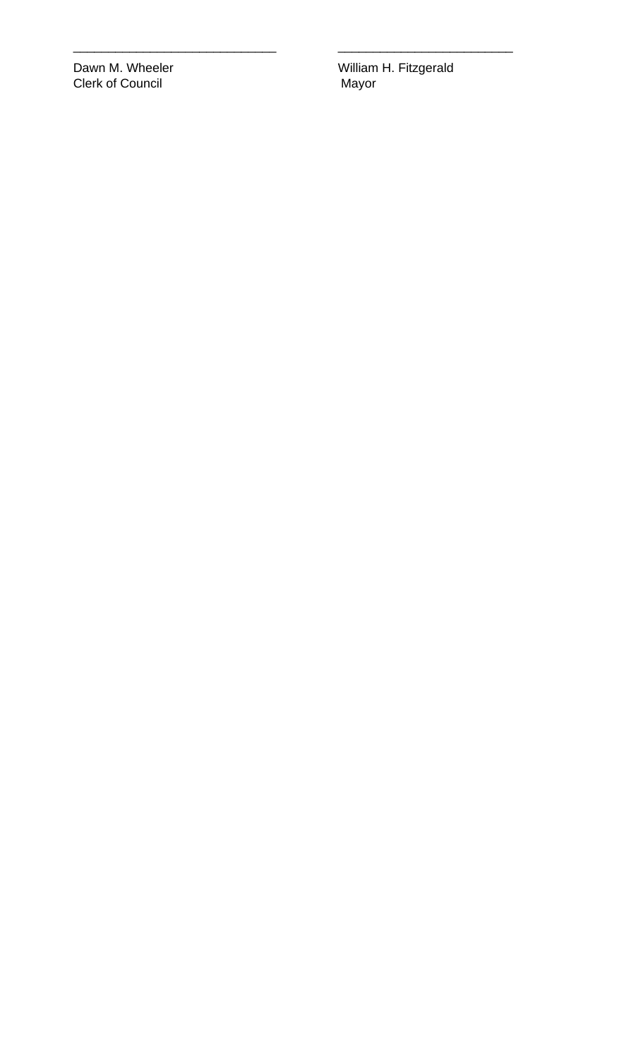______________________________ ______________________________

Dawn M. Wheeler William H. Fitzgerald

Clerk of Council Mayor